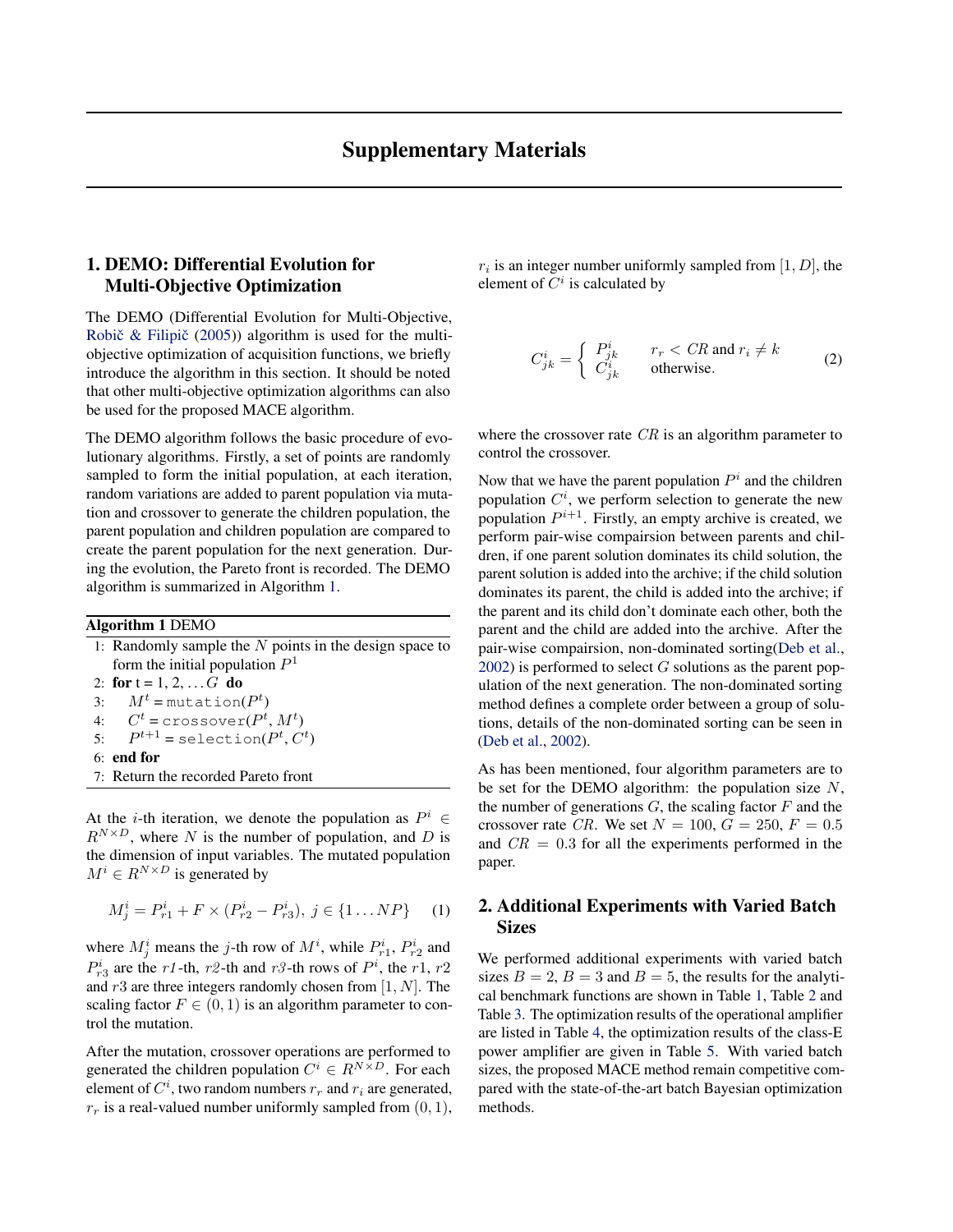# Supplementary Materials

## 1. DEMO: Differential Evolution for Multi-Objective Optimization

The DEMO (Differential Evolution for Multi-Objective, Robič & Filipič (2005)) algorithm is used for the multi-objective optimization of acquisition functions, we briefly introduce the algorithm in this section. It should be noted that other multi-objective optimization algorithms can also be used for the proposed MACE algorithm.

The DEMO algorithm follows the basic procedure of evolutionary algorithms. Firstly, a set of points are randomly sampled to form the initial population, at each iteration, random variations are added to parent population via mutation and crossover to generate the children population, the parent population and children population are compared to create the parent population for the next generation. During the evolution, the Pareto front is recorded. The DEMO algorithm is summarized in Algorithm 1.

**Algorithm 1** DEMO

1: Randomly sample the $N$ points in the design space to form the initial population $P^1$
2: **for** t = 1, 2, ... $G$ **do**
3: $\quad M^t$ = `mutation`$(P^t)$
4: $\quad C^t$ = `crossover`$(P^t, M^t)$
5: $\quad P^{t+1}$ = `selection`$(P^t, C^t)$
6: **end for**
7: Return the recorded Pareto front

At the $i$-th iteration, we denote the population as $P^i \in R^{N \times D}$, where $N$ is the number of population, and $D$ is the dimension of input variables. The mutated population $M^i \in R^{N \times D}$ is generated by

$$M^i_j = P^i_{r1} + F \times (P^i_{r2} - P^i_{r3}),\ j \in \{1 \dots NP\} \tag{1}$$

where $M^i_j$ means the $j$-th row of $M^i$, while $P^i_{r1}$, $P^i_{r2}$ and $P^i_{r3}$ are the $r1$-th, $r2$-th and $r3$-th rows of $P^i$, the $r1$, $r2$ and $r3$ are three integers randomly chosen from $[1, N]$. The scaling factor $F \in (0, 1)$ is an algorithm parameter to control the mutation.

After the mutation, crossover operations are performed to generated the children population $C^i \in R^{N \times D}$. For each element of $C^i$, two random numbers $r_r$ and $r_i$ are generated, $r_r$ is a real-valued number uniformly sampled from $(0, 1)$, $r_i$ is an integer number uniformly sampled from $[1, D]$, the element of $C^i$ is calculated by

$$C^i_{jk} = \begin{cases} P^i_{jk} & r_r < CR \text{ and } r_i \neq k \\ C^i_{jk} & \text{otherwise.} \end{cases} \tag{2}$$

where the crossover rate $CR$ is an algorithm parameter to control the crossover.

Now that we have the parent population $P^i$ and the children population $C^i$, we perform selection to generate the new population $P^{i+1}$. Firstly, an empty archive is created, we perform pair-wise compairsion between parents and children, if one parent solution dominates its child solution, the parent solution is added into the archive; if the child solution dominates its parent, the child is added into the archive; if the parent and its child don't dominate each other, both the parent and the child are added into the archive. After the pair-wise compairsion, non-dominated sorting(Deb et al., 2002) is performed to select $G$ solutions as the parent population of the next generation. The non-dominated sorting method defines a complete order between a group of solutions, details of the non-dominated sorting can be seen in (Deb et al., 2002).

As has been mentioned, four algorithm parameters are to be set for the DEMO algorithm: the population size $N$, the number of generations $G$, the scaling factor $F$ and the crossover rate $CR$. We set $N = 100$, $G = 250$, $F = 0.5$ and $CR = 0.3$ for all the experiments performed in the paper.

## 2. Additional Experiments with Varied Batch Sizes

We performed additional experiments with varied batch sizes $B = 2$, $B = 3$ and $B = 5$, the results for the analytical benchmark functions are shown in Table 1, Table 2 and Table 3. The optimization results of the operational amplifier are listed in Table 4, the optimization results of the class-E power amplifier are given in Table 5. With varied batch sizes, the proposed MACE method remain competitive compared with the state-of-the-art batch Bayesian optimization methods.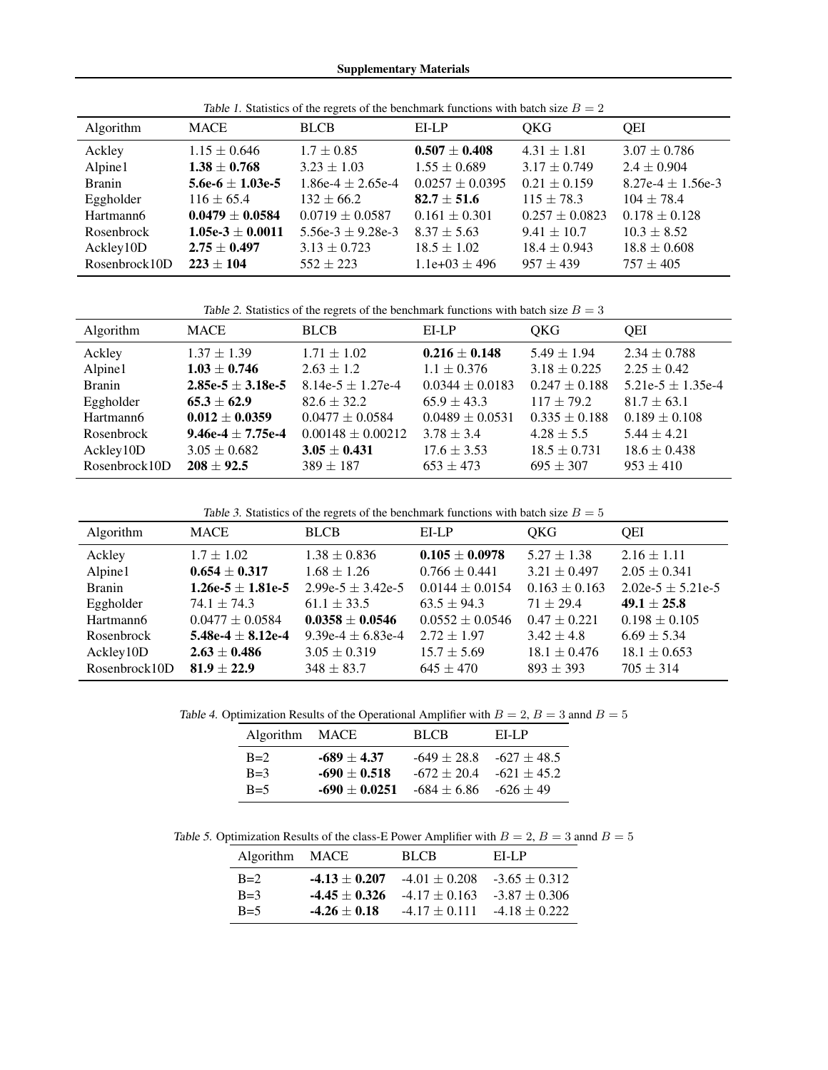*Table 1.* Statistics of the regrets of the benchmark functions with batch size $B = 2$

| Algorithm | MACE | BLCB | EI-LP | QKG | QEI |
|---|---|---|---|---|---|
| Ackley | $1.15 \pm 0.646$ | $1.7 \pm 0.85$ | $\mathbf{0.507 \pm 0.408}$ | $4.31 \pm 1.81$ | $3.07 \pm 0.786$ |
| Alpine1 | $\mathbf{1.38 \pm 0.768}$ | $3.23 \pm 1.03$ | $1.55 \pm 0.689$ | $3.17 \pm 0.749$ | $2.4 \pm 0.904$ |
| Branin | **5.6e-6 $\pm$ 1.03e-5** | 1.86e-4 $\pm$ 2.65e-4 | $0.0257 \pm 0.0395$ | $0.21 \pm 0.159$ | 8.27e-4 $\pm$ 1.56e-3 |
| Eggholder | $116 \pm 65.4$ | $132 \pm 66.2$ | $\mathbf{82.7 \pm 51.6}$ | $115 \pm 78.3$ | $104 \pm 78.4$ |
| Hartmann6 | $\mathbf{0.0479 \pm 0.0584}$ | $0.0719 \pm 0.0587$ | $0.161 \pm 0.301$ | $0.257 \pm 0.0823$ | $0.178 \pm 0.128$ |
| Rosenbrock | **1.05e-3 $\pm$ 0.0011** | 5.56e-3 $\pm$ 9.28e-3 | $8.37 \pm 5.63$ | $9.41 \pm 10.7$ | $10.3 \pm 8.52$ |
| Ackley10D | $\mathbf{2.75 \pm 0.497}$ | $3.13 \pm 0.723$ | $18.5 \pm 1.02$ | $18.4 \pm 0.943$ | $18.8 \pm 0.608$ |
| Rosenbrock10D | $\mathbf{223 \pm 104}$ | $552 \pm 223$ | 1.1e+03 $\pm$ 496 | $957 \pm 439$ | $757 \pm 405$ |

*Table 2.* Statistics of the regrets of the benchmark functions with batch size $B = 3$

| Algorithm | MACE | BLCB | EI-LP | QKG | QEI |
|---|---|---|---|---|---|
| Ackley | $1.37 \pm 1.39$ | $1.71 \pm 1.02$ | $\mathbf{0.216 \pm 0.148}$ | $5.49 \pm 1.94$ | $2.34 \pm 0.788$ |
| Alpine1 | $\mathbf{1.03 \pm 0.746}$ | $2.63 \pm 1.2$ | $1.1 \pm 0.376$ | $3.18 \pm 0.225$ | $2.25 \pm 0.42$ |
| Branin | **2.85e-5 $\pm$ 3.18e-5** | 8.14e-5 $\pm$ 1.27e-4 | $0.0344 \pm 0.0183$ | $0.247 \pm 0.188$ | 5.21e-5 $\pm$ 1.35e-4 |
| Eggholder | $\mathbf{65.3 \pm 62.9}$ | $82.6 \pm 32.2$ | $65.9 \pm 43.3$ | $117 \pm 79.2$ | $81.7 \pm 63.1$ |
| Hartmann6 | $\mathbf{0.012 \pm 0.0359}$ | $0.0477 \pm 0.0584$ | $0.0489 \pm 0.0531$ | $0.335 \pm 0.188$ | $0.189 \pm 0.108$ |
| Rosenbrock | **9.46e-4 $\pm$ 7.75e-4** | $0.00148 \pm 0.00212$ | $3.78 \pm 3.4$ | $4.28 \pm 5.5$ | $5.44 \pm 4.21$ |
| Ackley10D | $3.05 \pm 0.682$ | $\mathbf{3.05 \pm 0.431}$ | $17.6 \pm 3.53$ | $18.5 \pm 0.731$ | $18.6 \pm 0.438$ |
| Rosenbrock10D | $\mathbf{208 \pm 92.5}$ | $389 \pm 187$ | $653 \pm 473$ | $695 \pm 307$ | $953 \pm 410$ |

*Table 3.* Statistics of the regrets of the benchmark functions with batch size $B = 5$

| Algorithm | MACE | BLCB | EI-LP | QKG | QEI |
|---|---|---|---|---|---|
| Ackley | $1.7 \pm 1.02$ | $1.38 \pm 0.836$ | $\mathbf{0.105 \pm 0.0978}$ | $5.27 \pm 1.38$ | $2.16 \pm 1.11$ |
| Alpine1 | $\mathbf{0.654 \pm 0.317}$ | $1.68 \pm 1.26$ | $0.766 \pm 0.441$ | $3.21 \pm 0.497$ | $2.05 \pm 0.341$ |
| Branin | **1.26e-5 $\pm$ 1.81e-5** | 2.99e-5 $\pm$ 3.42e-5 | $0.0144 \pm 0.0154$ | $0.163 \pm 0.163$ | 2.02e-5 $\pm$ 5.21e-5 |
| Eggholder | $74.1 \pm 74.3$ | $61.1 \pm 33.5$ | $63.5 \pm 94.3$ | $71 \pm 29.4$ | $\mathbf{49.1 \pm 25.8}$ |
| Hartmann6 | $0.0477 \pm 0.0584$ | $\mathbf{0.0358 \pm 0.0546}$ | $0.0552 \pm 0.0546$ | $0.47 \pm 0.221$ | $0.198 \pm 0.105$ |
| Rosenbrock | **5.48e-4 $\pm$ 8.12e-4** | 9.39e-4 $\pm$ 6.83e-4 | $2.72 \pm 1.97$ | $3.42 \pm 4.8$ | $6.69 \pm 5.34$ |
| Ackley10D | $\mathbf{2.63 \pm 0.486}$ | $3.05 \pm 0.319$ | $15.7 \pm 5.69$ | $18.1 \pm 0.476$ | $18.1 \pm 0.653$ |
| Rosenbrock10D | $\mathbf{81.9 \pm 22.9}$ | $348 \pm 83.7$ | $645 \pm 470$ | $893 \pm 393$ | $705 \pm 314$ |

*Table 4.* Optimization Results of the Operational Amplifier with $B = 2$, $B = 3$ annd $B = 5$

| Algorithm | MACE | BLCB | EI-LP |
|---|---|---|---|
| B=2 | $\mathbf{-689 \pm 4.37}$ | $-649 \pm 28.8$ | $-627 \pm 48.5$ |
| B=3 | $\mathbf{-690 \pm 0.518}$ | $-672 \pm 20.4$ | $-621 \pm 45.2$ |
| B=5 | $\mathbf{-690 \pm 0.0251}$ | $-684 \pm 6.86$ | $-626 \pm 49$ |

*Table 5.* Optimization Results of the class-E Power Amplifier with $B = 2$, $B = 3$ annd $B = 5$

| Algorithm | MACE | BLCB | EI-LP |
|---|---|---|---|
| B=2 | $\mathbf{-4.13 \pm 0.207}$ | $-4.01 \pm 0.208$ | $-3.65 \pm 0.312$ |
| B=3 | $\mathbf{-4.45 \pm 0.326}$ | $-4.17 \pm 0.163$ | $-3.87 \pm 0.306$ |
| B=5 | $\mathbf{-4.26 \pm 0.18}$ | $-4.17 \pm 0.111$ | $-4.18 \pm 0.222$ |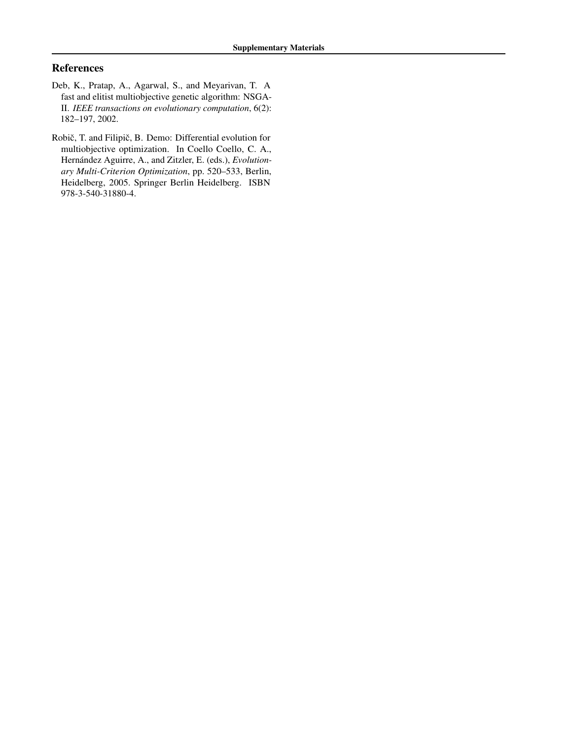## References

Deb, K., Pratap, A., Agarwal, S., and Meyarivan, T. A fast and elitist multiobjective genetic algorithm: NSGA-II. *IEEE transactions on evolutionary computation*, 6(2): 182–197, 2002.

Robič, T. and Filipič, B. Demo: Differential evolution for multiobjective optimization. In Coello Coello, C. A., Hernández Aguirre, A., and Zitzler, E. (eds.), *Evolutionary Multi-Criterion Optimization*, pp. 520–533, Berlin, Heidelberg, 2005. Springer Berlin Heidelberg. ISBN 978-3-540-31880-4.